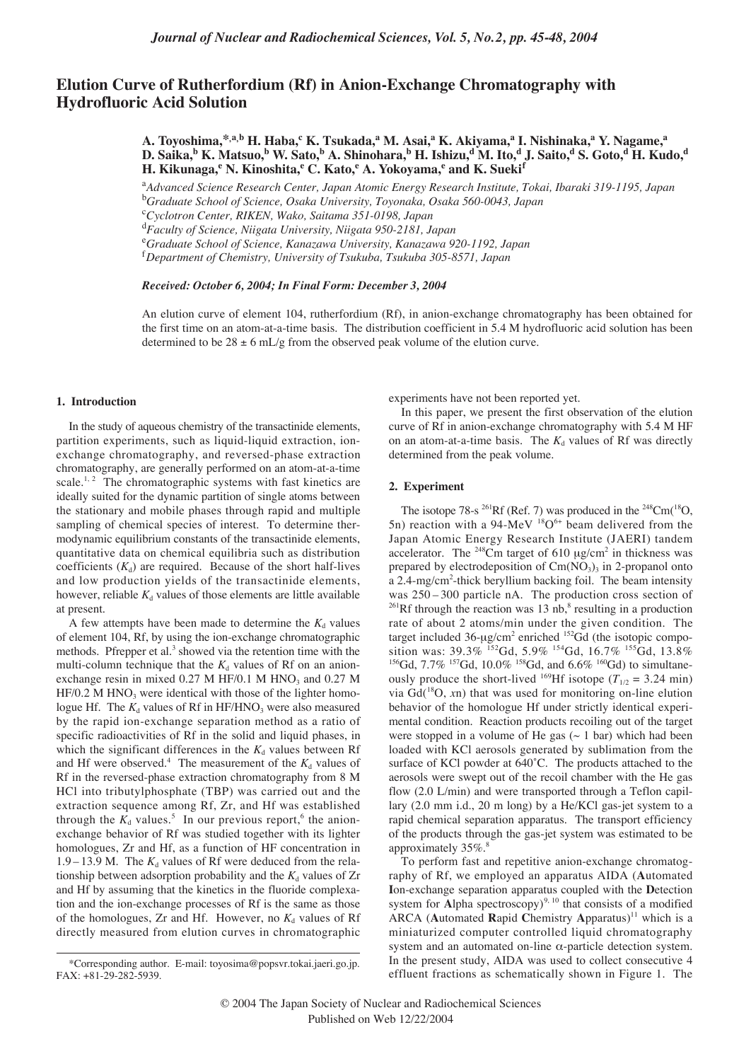# Elution Curve of Rutherfordium (Rf) in Anion-Exchange Chromatography with Hydrofluoric Acid Solution

**A. Toyoshima,\*[,a,b] H. Haba,[c] K. Tsukada,[a] M. Asai,[a] K. Akiyama,[a] I. Nishinaka,[a] Y. Nagame,[a] D. Saika,[b] K. Matsuo,[b] W. Sato,[b] A. Shinohara,[b] H. Ishizu,[d] M. Ito,[d] J. Saito,[d] S. Goto,[d] H. Kudo,[d] H. Kikunaga,[e] N. Kinoshita,[e] C. Kato,[e] A. Yokoyama,[e] and K. Sueki[f]**

[a]*Advanced Science Research Center, Japan Atomic Energy Research Institute, Tokai, Ibaraki 319-1195, Japan*
[b]*Graduate School of Science, Osaka University, Toyonaka, Osaka 560-0043, Japan*
[c]*Cyclotron Center, RIKEN, Wako, Saitama 351-0198, Japan*
[d]*Faculty of Science, Niigata University, Niigata 950-2181, Japan*
[e]*Graduate School of Science, Kanazawa University, Kanazawa 920-1192, Japan*
[f]*Department of Chemistry, University of Tsukuba, Tsukuba 305-8571, Japan*

*Received: October 6, 2004; In Final Form: December 3, 2004*

An elution curve of element 104, rutherfordium (Rf), in anion-exchange chromatography has been obtained for the first time on an atom-at-a-time basis. The distribution coefficient in 5.4 M hydrofluoric acid solution has been determined to be 28 ± 6 mL/g from the observed peak volume of the elution curve.

## 1. Introduction

In the study of aqueous chemistry of the transactinide elements, partition experiments, such as liquid-liquid extraction, ion-exchange chromatography, and reversed-phase extraction chromatography, are generally performed on an atom-at-a-time scale.[1, 2] The chromatographic systems with fast kinetics are ideally suited for the dynamic partition of single atoms between the stationary and mobile phases through rapid and multiple sampling of chemical species of interest. To determine thermodynamic equilibrium constants of the transactinide elements, quantitative data on chemical equilibria such as distribution coefficients ($K_d$) are required. Because of the short half-lives and low production yields of the transactinide elements, however, reliable $K_d$ values of those elements are little available at present.

A few attempts have been made to determine the $K_d$ values of element 104, Rf, by using the ion-exchange chromatographic methods. Pfrepper et al.[3] showed via the retention time with the multi-column technique that the $K_d$ values of Rf on an anion-exchange resin in mixed 0.27 M HF/0.1 M $HNO_3$ and 0.27 M HF/0.2 M $HNO_3$ were identical with those of the lighter homologue Hf. The $K_d$ values of Rf in HF/$HNO_3$ were also measured by the rapid ion-exchange separation method as a ratio of specific radioactivities of Rf in the solid and liquid phases, in which the significant differences in the $K_d$ values between Rf and Hf were observed.[4] The measurement of the $K_d$ values of Rf in the reversed-phase extraction chromatography from 8 M HCl into tributylphosphate (TBP) was carried out and the extraction sequence among Rf, Zr, and Hf was established through the $K_d$ values.[5] In our previous report,[6] the anion-exchange behavior of Rf was studied together with its lighter homologues, Zr and Hf, as a function of HF concentration in 1.9 – 13.9 M. The $K_d$ values of Rf were deduced from the relationship between adsorption probability and the $K_d$ values of Zr and Hf by assuming that the kinetics in the fluoride complexation and the ion-exchange processes of Rf is the same as those of the homologues, Zr and Hf. However, no $K_d$ values of Rf directly measured from elution curves in chromatographic experiments have not been reported yet.

In this paper, we present the first observation of the elution curve of Rf in anion-exchange chromatography with 5.4 M HF on an atom-at-a-time basis. The $K_d$ values of Rf was directly determined from the peak volume.

## 2. Experiment

The isotope 78-s $^{261}$Rf (Ref. 7) was produced in the $^{248}$Cm($^{18}$O, 5n) reaction with a 94-MeV $^{18}O^{6+}$ beam delivered from the Japan Atomic Energy Research Institute (JAERI) tandem accelerator. The $^{248}$Cm target of 610 μg/cm$^2$ in thickness was prepared by electrodeposition of $Cm(NO_3)_3$ in 2-propanol onto a 2.4-mg/cm$^2$-thick beryllium backing foil. The beam intensity was 250 – 300 particle nA. The production cross section of $^{261}$Rf through the reaction was 13 nb,[8] resulting in a production rate of about 2 atoms/min under the given condition. The target included 36-μg/cm$^2$ enriched $^{152}$Gd (the isotopic composition was: 39.3% $^{152}$Gd, 5.9% $^{154}$Gd, 16.7% $^{155}$Gd, 13.8% $^{156}$Gd, 7.7% $^{157}$Gd, 10.0% $^{158}$Gd, and 6.6% $^{160}$Gd) to simultaneously produce the short-lived $^{169}$Hf isotope ($T_{1/2}$ = 3.24 min) via Gd($^{18}$O, *x*n) that was used for monitoring on-line elution behavior of the homologue Hf under strictly identical experimental condition. Reaction products recoiling out of the target were stopped in a volume of He gas (~ 1 bar) which had been loaded with KCl aerosols generated by sublimation from the surface of KCl powder at 640˚C. The products attached to the aerosols were swept out of the recoil chamber with the He gas flow (2.0 L/min) and were transported through a Teflon capillary (2.0 mm i.d., 20 m long) by a He/KCl gas-jet system to a rapid chemical separation apparatus. The transport efficiency of the products through the gas-jet system was estimated to be approximately 35%.[8]

To perform fast and repetitive anion-exchange chromatography of Rf, we employed an apparatus AIDA (**A**utomated **I**on-exchange separation apparatus coupled with the **D**etection system for **A**lpha spectroscopy)[9, 10] that consists of a modified ARCA (**A**utomated **R**apid **C**hemistry **A**pparatus)[11] which is a miniaturized computer controlled liquid chromatography system and an automated on-line α-particle detection system. In the present study, AIDA was used to collect consecutive 4 effluent fractions as schematically shown in Figure 1. The

\*Corresponding author. E-mail: toyosima@popsvr.tokai.jaeri.go.jp. FAX: +81-29-282-5939.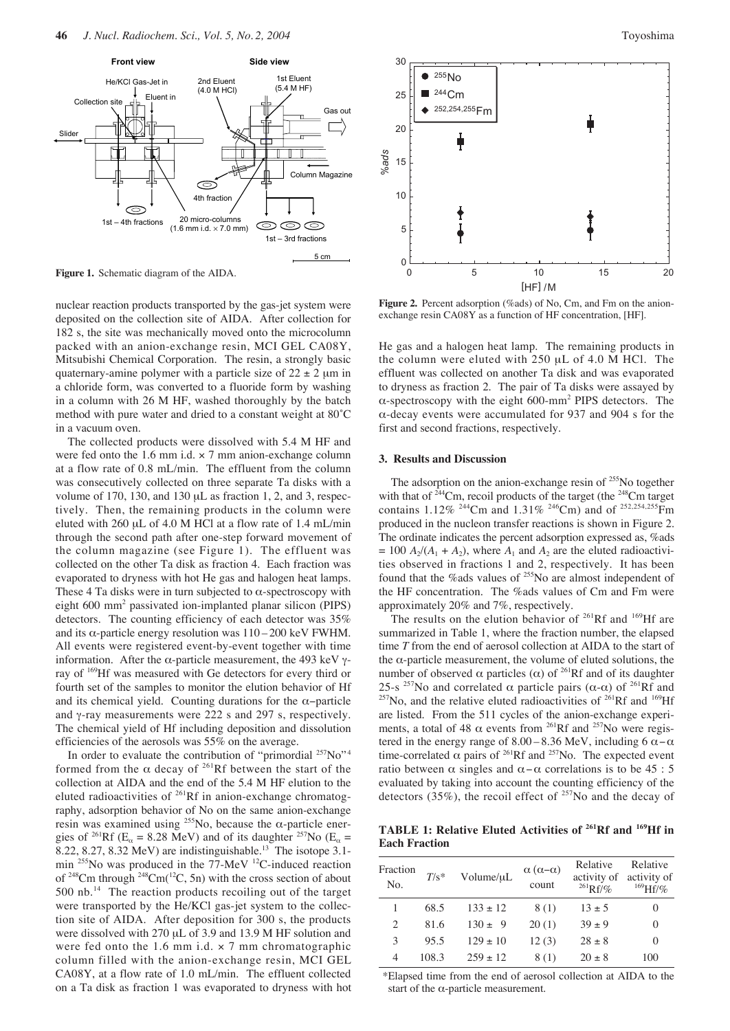**Figure 1.** Schematic diagram of the AIDA.

nuclear reaction products transported by the gas-jet system were deposited on the collection site of AIDA. After collection for 182 s, the site was mechanically moved onto the microcolumn packed with an anion-exchange resin, MCI GEL CA08Y, Mitsubishi Chemical Corporation. The resin, a strongly basic quaternary-amine polymer with a particle size of $22 \pm 2$ μm in a chloride form, was converted to a fluoride form by washing in a column with 26 M HF, washed thoroughly by the batch method with pure water and dried to a constant weight at 80˚C in a vacuum oven.

The collected products were dissolved with 5.4 M HF and were fed onto the 1.6 mm i.d. × 7 mm anion-exchange column at a flow rate of 0.8 mL/min. The effluent from the column was consecutively collected on three separate Ta disks with a volume of 170, 130, and 130 μL as fraction 1, 2, and 3, respectively. Then, the remaining products in the column were eluted with 260 μL of 4.0 M HCl at a flow rate of 1.4 mL/min through the second path after one-step forward movement of the column magazine (see Figure 1). The effluent was collected on the other Ta disk as fraction 4. Each fraction was evaporated to dryness with hot He gas and halogen heat lamps. These 4 Ta disks were in turn subjected to α-spectroscopy with eight 600 $mm^2$ passivated ion-implanted planar silicon (PIPS) detectors. The counting efficiency of each detector was 35% and its α-particle energy resolution was 110 – 200 keV FWHM. All events were registered event-by-event together with time information. After the α-particle measurement, the 493 keV γ-ray of $^{169}$Hf was measured with Ge detectors for every third or fourth set of the samples to monitor the elution behavior of Hf and its chemical yield. Counting durations for the α–particle and γ-ray measurements were 222 s and 297 s, respectively. The chemical yield of Hf including deposition and dissolution efficiencies of the aerosols was 55% on the average.

In order to evaluate the contribution of "primordial $^{257}$No"[4] formed from the α decay of $^{261}$Rf between the start of the collection at AIDA and the end of the 5.4 M HF elution to the eluted radioactivities of $^{261}$Rf in anion-exchange chromatography, adsorption behavior of No on the same anion-exchange resin was examined using $^{255}$No, because the α-particle energies of $^{261}$Rf ($E_\alpha$ = 8.28 MeV) and of its daughter $^{257}$No ($E_\alpha$ = 8.22, 8.27, 8.32 MeV) are indistinguishable.[13] The isotope 3.1-min $^{255}$No was produced in the 77-MeV $^{12}$C-induced reaction of $^{248}$Cm through $^{248}$Cm($^{12}$C, 5n) with the cross section of about 500 nb.[14] The reaction products recoiling out of the target were transported by the He/KCl gas-jet system to the collection site of AIDA. After deposition for 300 s, the products were dissolved with 270 μL of 3.9 and 13.9 M HF solution and were fed onto the 1.6 mm i.d. × 7 mm chromatographic column filled with the anion-exchange resin, MCI GEL CA08Y, at a flow rate of 1.0 mL/min. The effluent collected on a Ta disk as fraction 1 was evaporated to dryness with hot He gas and a halogen heat lamp. The remaining products in the column were eluted with 250 μL of 4.0 M HCl. The effluent was collected on another Ta disk and was evaporated to dryness as fraction 2. The pair of Ta disks were assayed by α-spectroscopy with the eight 600-$mm^2$ PIPS detectors. The α-decay events were accumulated for 937 and 904 s for the first and second fractions, respectively.

**Figure 2.** Percent adsorption (%ads) of No, Cm, and Fm on the anion-exchange resin CA08Y as a function of HF concentration, [HF].

## 3. Results and Discussion

The adsorption on the anion-exchange resin of $^{255}$No together with that of $^{244}$Cm, recoil products of the target (the $^{248}$Cm target contains 1.12% $^{244}$Cm and 1.31% $^{246}$Cm) and of $^{252,254,255}$Fm produced in the nucleon transfer reactions is shown in Figure 2. The ordinate indicates the percent adsorption expressed as, %ads = $100\, A_2/(A_1 + A_2)$, where $A_1$ and $A_2$ are the eluted radioactivities observed in fractions 1 and 2, respectively. It has been found that the %ads values of $^{255}$No are almost independent of the HF concentration. The %ads values of Cm and Fm were approximately 20% and 7%, respectively.

The results on the elution behavior of $^{261}$Rf and $^{169}$Hf are summarized in Table 1, where the fraction number, the elapsed time $T$ from the end of aerosol collection at AIDA to the start of the α-particle measurement, the volume of eluted solutions, the number of observed α particles (α) of $^{261}$Rf and of its daughter 25-s $^{257}$No and correlated α particle pairs (α-α) of $^{261}$Rf and $^{257}$No, and the relative eluted radioactivities of $^{261}$Rf and $^{169}$Hf are listed. From the 511 cycles of the anion-exchange experiments, a total of 48 α events from $^{261}$Rf and $^{257}$No were registered in the energy range of 8.00 – 8.36 MeV, including 6 α – α time-correlated α pairs of $^{261}$Rf and $^{257}$No. The expected event ratio between α singles and α – α correlations is to be 45 : 5 evaluated by taking into account the counting efficiency of the detectors (35%), the recoil effect of $^{257}$No and the decay of

**TABLE 1: Relative Eluted Activities of $^{261}$Rf and $^{169}$Hf in Each Fraction**

| Fraction No. | $T$/s* | Volume/μL | α (α–α) count | Relative activity of $^{261}$Rf/% | Relative activity of $^{169}$Hf/% |
|---|---|---|---|---|---|
| 1 | 68.5 | 133 ± 12 | 8 (1) | 13 ± 5 | 0 |
| 2 | 81.6 | 130 ± 9 | 20 (1) | 39 ± 9 | 0 |
| 3 | 95.5 | 129 ± 10 | 12 (3) | 28 ± 8 | 0 |
| 4 | 108.3 | 259 ± 12 | 8 (1) | 20 ± 8 | 100 |

*Elapsed time from the end of aerosol collection at AIDA to the start of the α-particle measurement.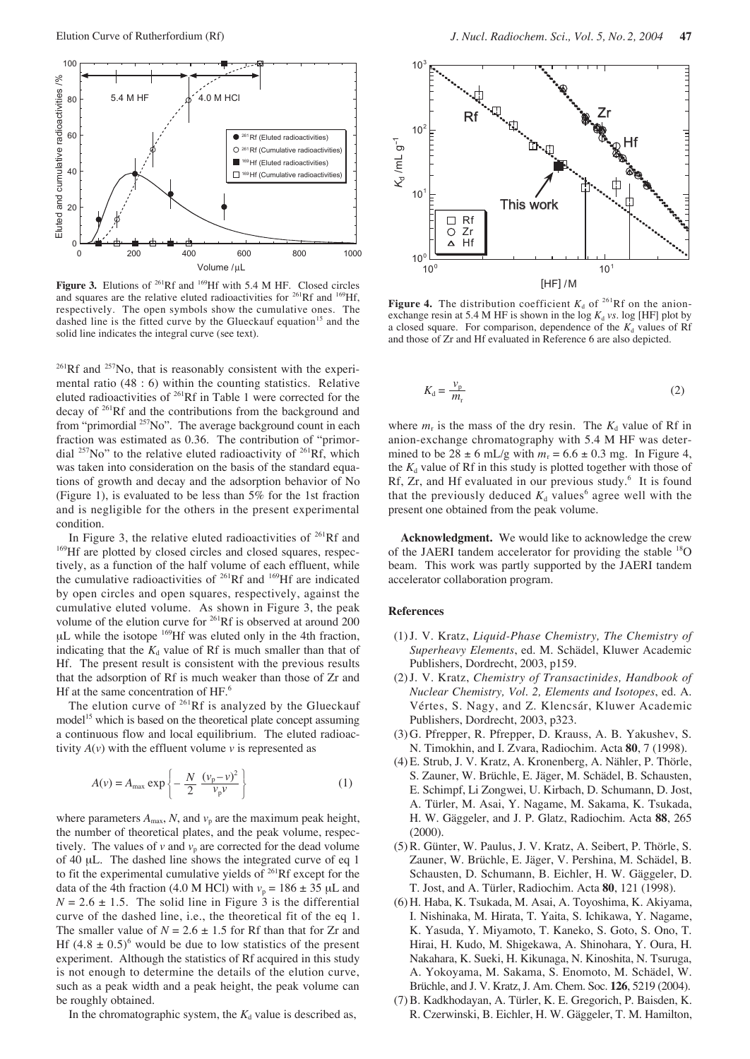**Figure 3.** Elutions of $^{261}$Rf and $^{169}$Hf with 5.4 M HF. Closed circles and squares are the relative eluted radioactivities for $^{261}$Rf and $^{169}$Hf, respectively. The open symbols show the cumulative ones. The dashed line is the fitted curve by the Glueckauf equation[15] and the solid line indicates the integral curve (see text).

$^{261}$Rf and $^{257}$No, that is reasonably consistent with the experimental ratio (48 : 6) within the counting statistics. Relative eluted radioactivities of $^{261}$Rf in Table 1 were corrected for the decay of $^{261}$Rf and the contributions from the background and from "primordial $^{257}$No". The average background count in each fraction was estimated as 0.36. The contribution of "primordial $^{257}$No" to the relative eluted radioactivity of $^{261}$Rf, which was taken into consideration on the basis of the standard equations of growth and decay and the adsorption behavior of No (Figure 1), is evaluated to be less than 5% for the 1st fraction and is negligible for the others in the present experimental condition.

In Figure 3, the relative eluted radioactivities of $^{261}$Rf and $^{169}$Hf are plotted by closed circles and closed squares, respectively, as a function of the half volume of each effluent, while the cumulative radioactivities of $^{261}$Rf and $^{169}$Hf are indicated by open circles and open squares, respectively, against the cumulative eluted volume. As shown in Figure 3, the peak volume of the elution curve for $^{261}$Rf is observed at around 200 μL while the isotope $^{169}$Hf was eluted only in the 4th fraction, indicating that the $K_d$ value of Rf is much smaller than that of Hf. The present result is consistent with the previous results that the adsorption of Rf is much weaker than those of Zr and Hf at the same concentration of HF.[6]

The elution curve of $^{261}$Rf is analyzed by the Glueckauf model[15] which is based on the theoretical plate concept assuming a continuous flow and local equilibrium. The eluted radioactivity $A(v)$ with the effluent volume $v$ is represented as

$$A(v) = A_{\max} \exp\left\{-\frac{N}{2}\frac{(v_p - v)^2}{v_p v}\right\} \tag{1}$$

where parameters $A_{\max}$, $N$, and $v_p$ are the maximum peak height, the number of theoretical plates, and the peak volume, respectively. The values of $v$ and $v_p$ are corrected for the dead volume of 40 μL. The dashed line shows the integrated curve of eq 1 to fit the experimental cumulative yields of $^{261}$Rf except for the data of the 4th fraction (4.0 M HCl) with $v_p = 186 \pm 35$ μL and $N = 2.6 \pm 1.5$. The solid line in Figure 3 is the differential curve of the dashed line, i.e., the theoretical fit of the eq 1. The smaller value of $N = 2.6 \pm 1.5$ for Rf than that for Zr and Hf $(4.8 \pm 0.5)$[6] would be due to low statistics of the present experiment. Although the statistics of Rf acquired in this study is not enough to determine the details of the elution curve, such as a peak width and a peak height, the peak volume can be roughly obtained.

In the chromatographic system, the $K_d$ value is described as,

**Figure 4.** The distribution coefficient $K_d$ of $^{261}$Rf on the anion-exchange resin at 5.4 M HF is shown in the log $K_d$ *vs*. log [HF] plot by a closed square. For comparison, dependence of the $K_d$ values of Rf and those of Zr and Hf evaluated in Reference 6 are also depicted.

$$K_d = \frac{v_p}{m_r} \tag{2}$$

where $m_r$ is the mass of the dry resin. The $K_d$ value of Rf in anion-exchange chromatography with 5.4 M HF was determined to be $28 \pm 6$ mL/g with $m_r = 6.6 \pm 0.3$ mg. In Figure 4, the $K_d$ value of Rf in this study is plotted together with those of Rf, Zr, and Hf evaluated in our previous study.[6] It is found that the previously deduced $K_d$ values[6] agree well with the present one obtained from the peak volume.

**Acknowledgment.** We would like to acknowledge the crew of the JAERI tandem accelerator for providing the stable $^{18}$O beam. This work was partly supported by the JAERI tandem accelerator collaboration program.

## References

(1) J. V. Kratz, *Liquid-Phase Chemistry, The Chemistry of Superheavy Elements*, ed. M. Schädel, Kluwer Academic Publishers, Dordrecht, 2003, p159.

(2) J. V. Kratz, *Chemistry of Transactinides, Handbook of Nuclear Chemistry, Vol. 2, Elements and Isotopes*, ed. A. Vértes, S. Nagy, and Z. Klencsár, Kluwer Academic Publishers, Dordrecht, 2003, p323.

(3) G. Pfrepper, R. Pfrepper, D. Krauss, A. B. Yakushev, S. N. Timokhin, and I. Zvara, Radiochim. Acta **80**, 7 (1998).

(4) E. Strub, J. V. Kratz, A. Kronenberg, A. Nähler, P. Thörle, S. Zauner, W. Brüchle, E. Jäger, M. Schädel, B. Schausten, E. Schimpf, Li Zongwei, U. Kirbach, D. Schumann, D. Jost, A. Türler, M. Asai, Y. Nagame, M. Sakama, K. Tsukada, H. W. Gäggeler, and J. P. Glatz, Radiochim. Acta **88**, 265 (2000).

(5) R. Günter, W. Paulus, J. V. Kratz, A. Seibert, P. Thörle, S. Zauner, W. Brüchle, E. Jäger, V. Pershina, M. Schädel, B. Schausten, D. Schumann, B. Eichler, H. W. Gäggeler, D. T. Jost, and A. Türler, Radiochim. Acta **80**, 121 (1998).

(6) H. Haba, K. Tsukada, M. Asai, A. Toyoshima, K. Akiyama, I. Nishinaka, M. Hirata, T. Yaita, S. Ichikawa, Y. Nagame, K. Yasuda, Y. Miyamoto, T. Kaneko, S. Goto, S. Ono, T. Hirai, H. Kudo, M. Shigekawa, A. Shinohara, Y. Oura, H. Nakahara, K. Sueki, H. Kikunaga, N. Kinoshita, N. Tsuruga, A. Yokoyama, M. Sakama, S. Enomoto, M. Schädel, W. Brüchle, and J. V. Kratz, J. Am. Chem. Soc. **126**, 5219 (2004).

(7) B. Kadkhodayan, A. Türler, K. E. Gregorich, P. Baisden, K. R. Czerwinski, B. Eichler, H. W. Gäggeler, T. M. Hamilton,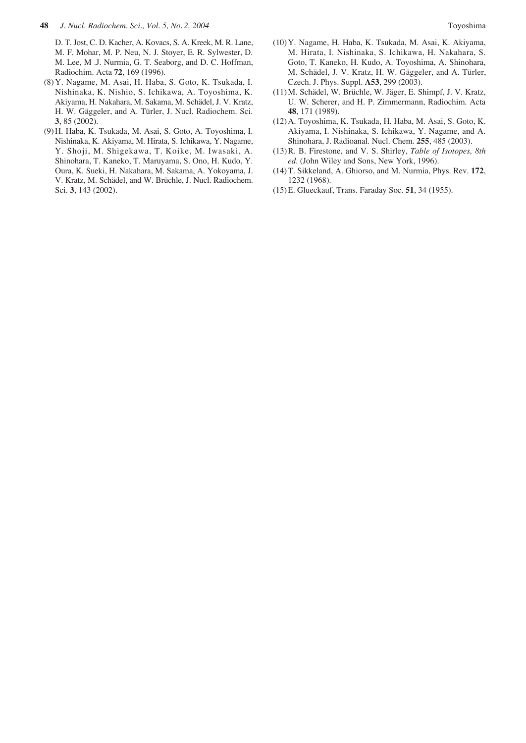D. T. Jost, C. D. Kacher, A. Kovacs, S. A. Kreek, M. R. Lane, M. F. Mohar, M. P. Neu, N. J. Stoyer, E. R. Sylwester, D. M. Lee, M .J. Nurmia, G. T. Seaborg, and D. C. Hoffman, Radiochim. Acta **72**, 169 (1996).

(8) Y. Nagame, M. Asai, H. Haba, S. Goto, K. Tsukada, I. Nishinaka, K. Nishio, S. Ichikawa, A. Toyoshima, K. Akiyama, H. Nakahara, M. Sakama, M. Schädel, J. V. Kratz, H. W. Gäggeler, and A. Türler, J. Nucl. Radiochem. Sci. **3**, 85 (2002).

(9) H. Haba, K. Tsukada, M. Asai, S. Goto, A. Toyoshima, I. Nishinaka, K. Akiyama, M. Hirata, S. Ichikawa, Y. Nagame, Y. Shoji, M. Shigekawa, T. Koike, M. Iwasaki, A. Shinohara, T. Kaneko, T. Maruyama, S. Ono, H. Kudo, Y. Oura, K. Sueki, H. Nakahara, M. Sakama, A. Yokoyama, J. V. Kratz, M. Schädel, and W. Brüchle, J. Nucl. Radiochem. Sci. **3**, 143 (2002).

(10) Y. Nagame, H. Haba, K. Tsukada, M. Asai, K. Akiyama, M. Hirata, I. Nishinaka, S. Ichikawa, H. Nakahara, S. Goto, T. Kaneko, H. Kudo, A. Toyoshima, A. Shinohara, M. Schädel, J. V. Kratz, H. W. Gäggeler, and A. Türler, Czech. J. Phys. Suppl. **A53**, 299 (2003).

(11) M. Schädel, W. Brüchle, W. Jäger, E. Shimpf, J. V. Kratz, U. W. Scherer, and H. P. Zimmermann, Radiochim. Acta **48**, 171 (1989).

(12) A. Toyoshima, K. Tsukada, H. Haba, M. Asai, S. Goto, K. Akiyama, I. Nishinaka, S. Ichikawa, Y. Nagame, and A. Shinohara, J. Radioanal. Nucl. Chem. **255**, 485 (2003).

(13) R. B. Firestone, and V. S. Shirley, *Table of Isotopes, 8th ed.* (John Wiley and Sons, New York, 1996).

(14) T. Sikkeland, A. Ghiorso, and M. Nurmia, Phys. Rev. **172**, 1232 (1968).

(15) E. Glueckauf, Trans. Faraday Soc. **51**, 34 (1955).